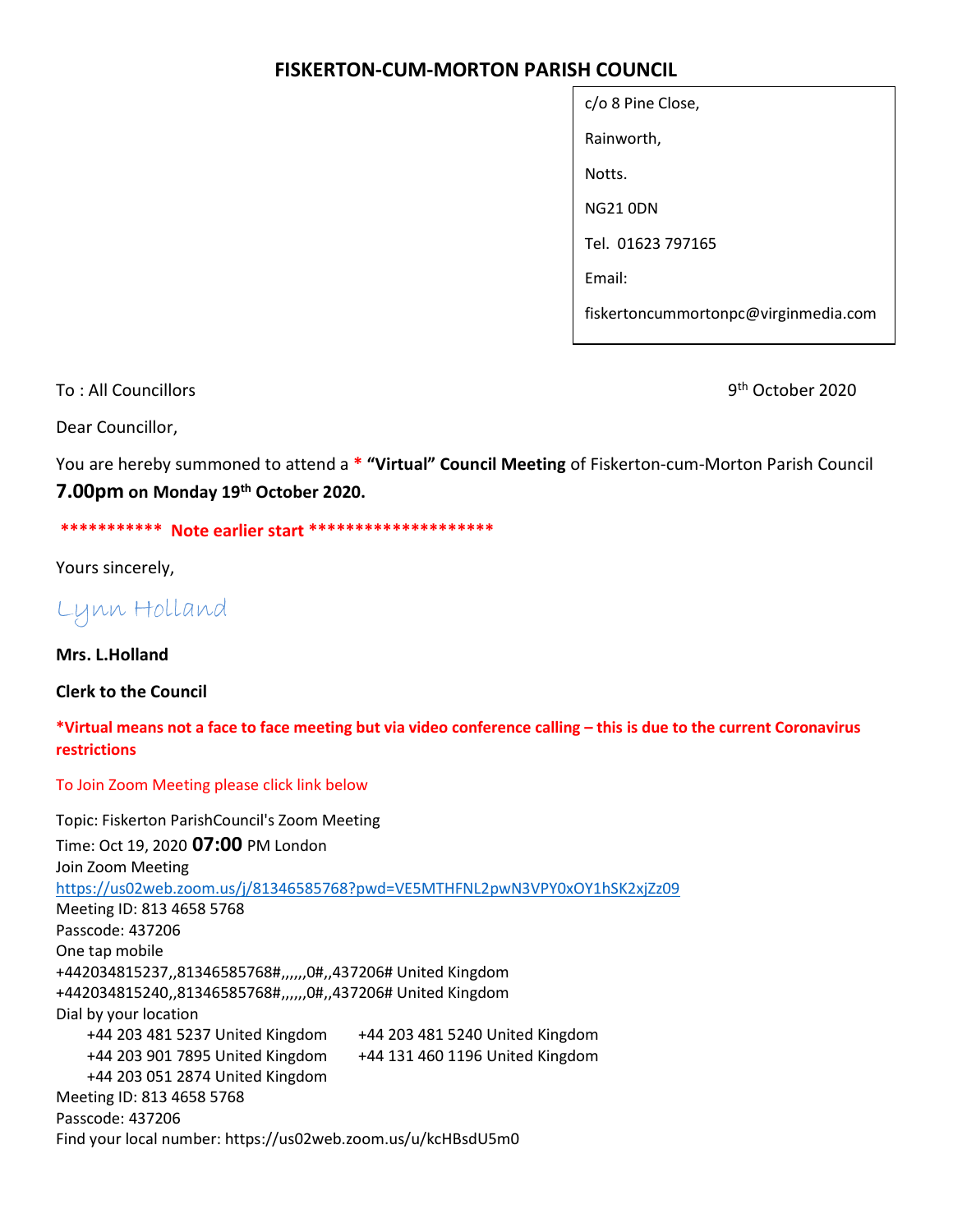# FISKERTON-CUM-MORTON PARISH COUNCIL

c/o 8 Pine Close,

Rainworth,

Notts.

NG21 0DN

Tel. 01623 797165

Email:

fiskertoncummortonpc@virginmedia.com

To : All Councillors

9th October 2020

Dear Councillor,

You are hereby summoned to attend a * **"Virtual" Council Meeting** of Fiskerton-cum-Morton Parish Council **7.00pm on Monday 19th October 2020.**

**\*\*\*\*\*\*\*\*\*\*\* Note earlier start \*\*\*\*\*\*\*\*\*\*\*\*\*\*\*\*\*\*\*\***

Yours sincerely,

Lynn Holland

**Mrs. L.Holland**

**Clerk to the Council**

**\*Virtual means not a face to face meeting but via video conference calling – this is due to the current Coronavirus restrictions**

To Join Zoom Meeting please click link below

Topic: Fiskerton ParishCouncil's Zoom Meeting
Time: Oct 19, 2020 **07:00** PM London
Join Zoom Meeting
https://us02web.zoom.us/j/81346585768?pwd=VE5MTHFNL2pwN3VPY0xOY1hSK2xjZz09
Meeting ID: 813 4658 5768
Passcode: 437206
One tap mobile
+442034815237,,81346585768#,,,,,,0#,,437206# United Kingdom
+442034815240,,81346585768#,,,,,,0#,,437206# United Kingdom
Dial by your location
+44 203 481 5237 United Kingdom
+44 203 481 5240 United Kingdom
+44 203 901 7895 United Kingdom
+44 131 460 1196 United Kingdom
+44 203 051 2874 United Kingdom
Meeting ID: 813 4658 5768
Passcode: 437206
Find your local number: https://us02web.zoom.us/u/kcHBsdU5m0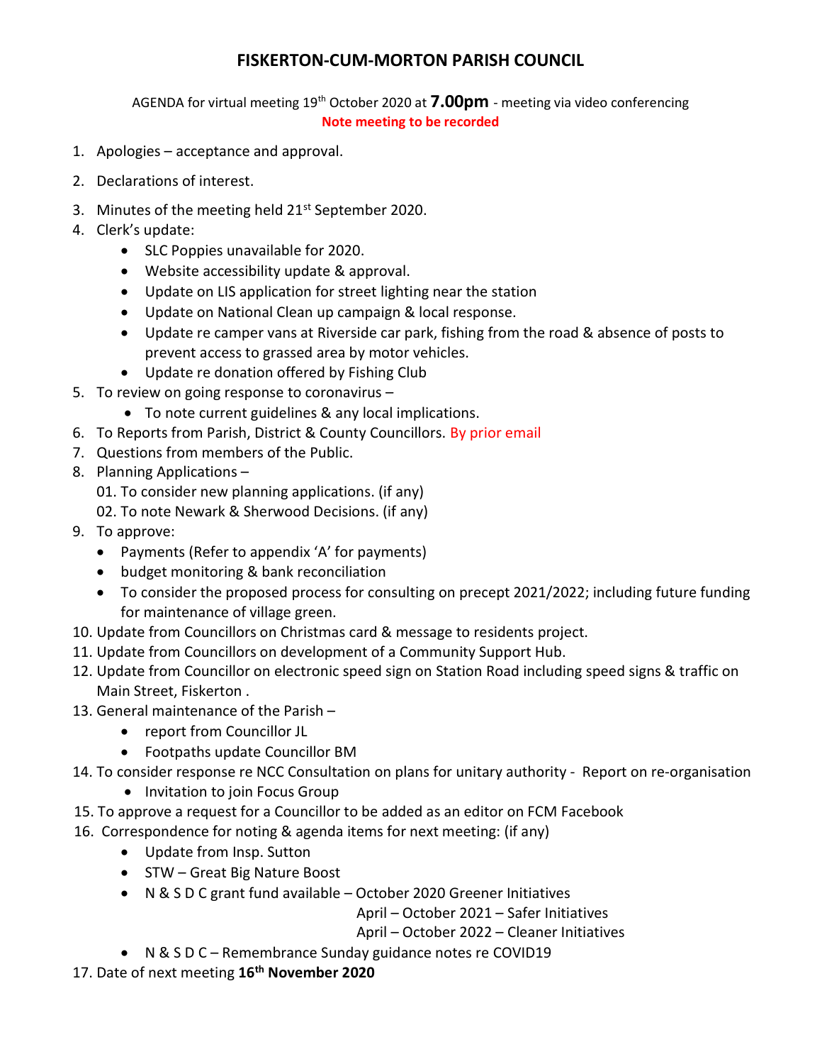# FISKERTON-CUM-MORTON PARISH COUNCIL

AGENDA for virtual meeting 19th October 2020 at **7.00pm** - meeting via video conferencing

**Note meeting to be recorded**

1. Apologies – acceptance and approval.
2. Declarations of interest.
3. Minutes of the meeting held 21st September 2020.
4. Clerk's update:
   - SLC Poppies unavailable for 2020.
   - Website accessibility update & approval.
   - Update on LIS application for street lighting near the station
   - Update on National Clean up campaign & local response.
   - Update re camper vans at Riverside car park, fishing from the road & absence of posts to prevent access to grassed area by motor vehicles.
   - Update re donation offered by Fishing Club
5. To review on going response to coronavirus –
   - To note current guidelines & any local implications.
6. To Reports from Parish, District & County Councillors. By prior email
7. Questions from members of the Public.
8. Planning Applications –

   01. To consider new planning applications. (if any)

   02. To note Newark & Sherwood Decisions. (if any)
9. To approve:
   - Payments (Refer to appendix 'A' for payments)
   - budget monitoring & bank reconciliation
   - To consider the proposed process for consulting on precept 2021/2022; including future funding for maintenance of village green.
10. Update from Councillors on Christmas card & message to residents project.
11. Update from Councillors on development of a Community Support Hub.
12. Update from Councillor on electronic speed sign on Station Road including speed signs & traffic on Main Street, Fiskerton .
13. General maintenance of the Parish –
    - report from Councillor JL
    - Footpaths update Councillor BM
14. To consider response re NCC Consultation on plans for unitary authority - Report on re-organisation
    - Invitation to join Focus Group
15. To approve a request for a Councillor to be added as an editor on FCM Facebook
16. Correspondence for noting & agenda items for next meeting: (if any)
    - Update from Insp. Sutton
    - STW – Great Big Nature Boost
    - N & S D C grant fund available – October 2020 Greener Initiatives

      April – October 2021 – Safer Initiatives

      April – October 2022 – Cleaner Initiatives
    - N & S D C – Remembrance Sunday guidance notes re COVID19
17. Date of next meeting **16th November 2020**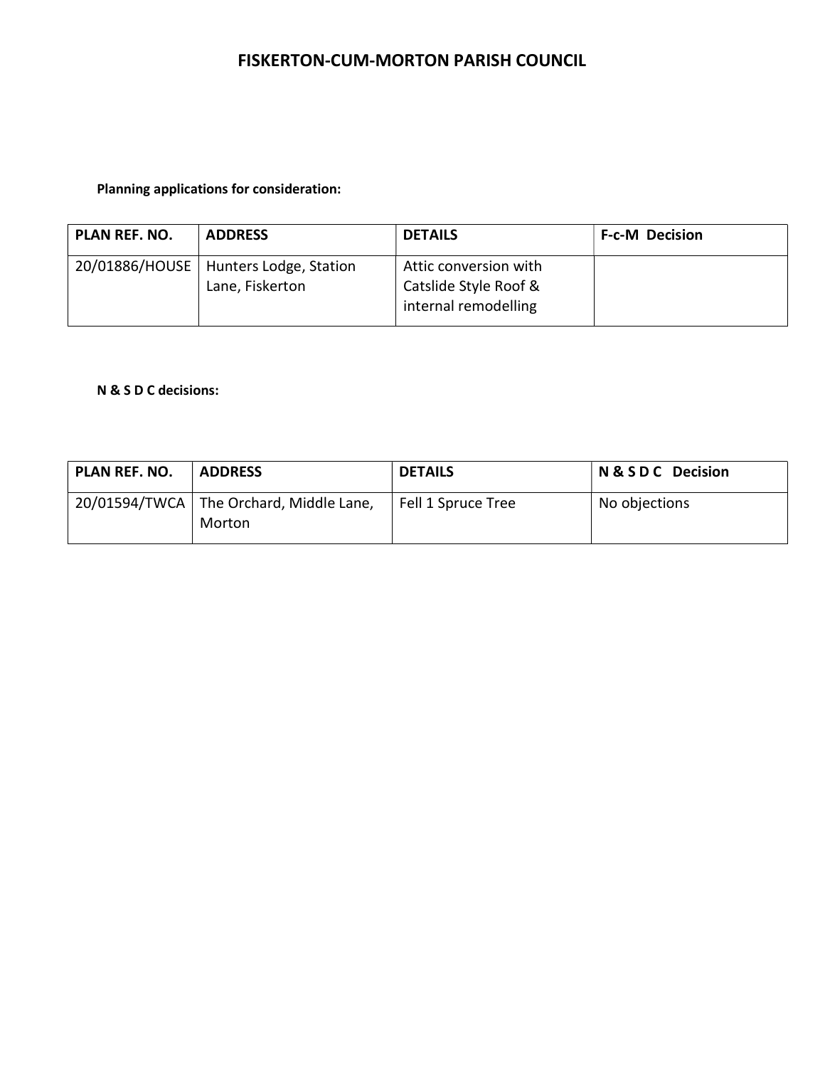# FISKERTON-CUM-MORTON PARISH COUNCIL

**Planning applications for consideration:**

| PLAN REF. NO. | ADDRESS | DETAILS | F-c-M Decision |
|---|---|---|---|
| 20/01886/HOUSE | Hunters Lodge, Station Lane, Fiskerton | Attic conversion with Catslide Style Roof & internal remodelling | |

**N & S D C decisions:**

| PLAN REF. NO. | ADDRESS | DETAILS | N & S D C Decision |
|---|---|---|---|
| 20/01594/TWCA | The Orchard, Middle Lane, Morton | Fell 1 Spruce Tree | No objections |